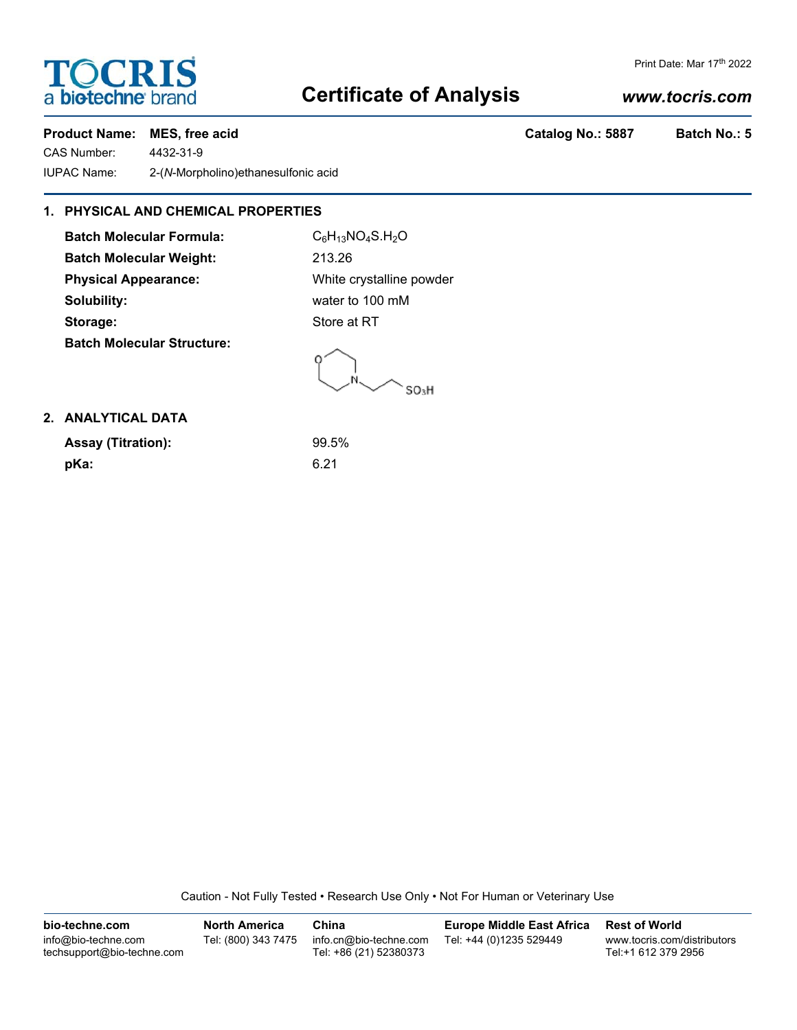Print Date: Mar 17th 2022

# Certificate of Analysis

*www.tocris.com*

**Product Name: MES, free acid** **Catalog No.: 5887** **Batch No.: 5**

CAS Number: 4432-31-9

IUPAC Name: 2-(*N*-Morpholino)ethanesulfonic acid

## 1. PHYSICAL AND CHEMICAL PROPERTIES

**Batch Molecular Formula:** $C_6H_{13}NO_4S.H_2O$

**Batch Molecular Weight:** 213.26

**Physical Appearance:** White crystalline powder

**Solubility:** water to 100 mM

**Storage:** Store at RT

**Batch Molecular Structure:**

## 2. ANALYTICAL DATA

**Assay (Titration):** 99.5%

**pKa:** 6.21

Caution - Not Fully Tested • Research Use Only • Not For Human or Veterinary Use

| bio-techne.com | North America | China | Europe Middle East Africa | Rest of World |
|---|---|---|---|---|
| info@bio-techne.com<br>techsupport@bio-techne.com | Tel: (800) 343 7475 | info.cn@bio-techne.com<br>Tel: +86 (21) 52380373 | Tel: +44 (0)1235 529449 | www.tocris.com/distributors<br>Tel:+1 612 379 2956 |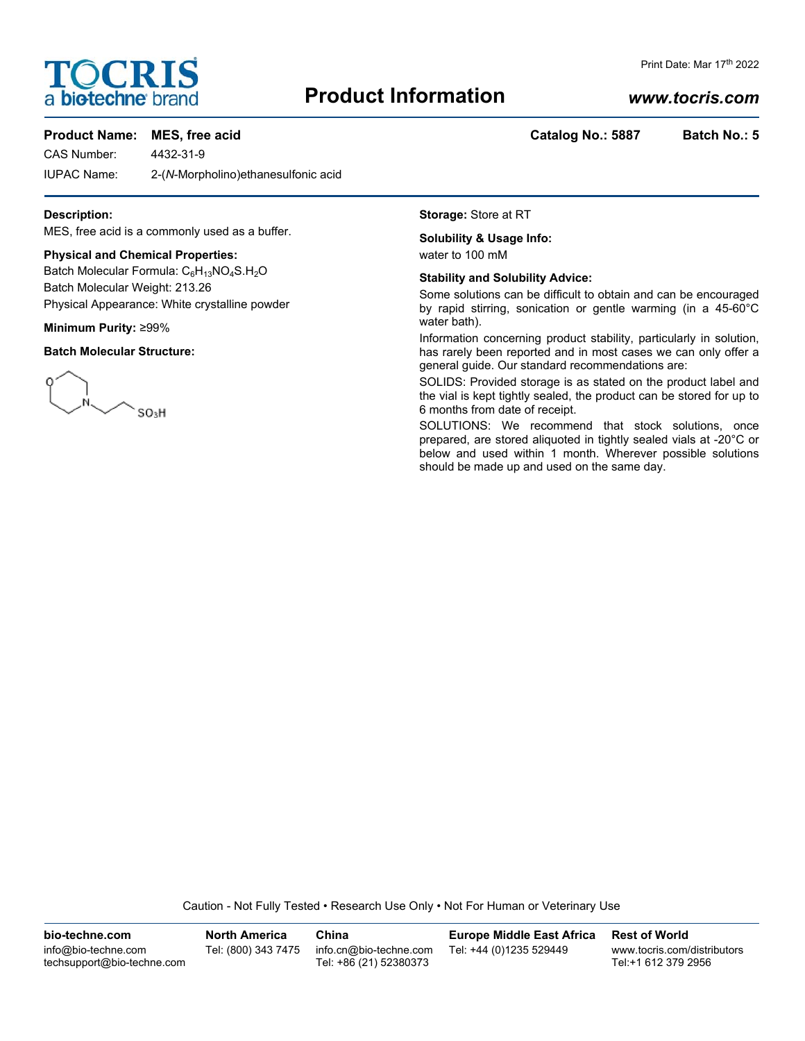# Product Information

www.tocris.com

**Product Name: MES, free acid** **Catalog No.: 5887** **Batch No.: 5**

CAS Number: 4432-31-9

IUPAC Name: 2-(*N*-Morpholino)ethanesulfonic acid

**Description:**
MES, free acid is a commonly used as a buffer.

**Physical and Chemical Properties:**
Batch Molecular Formula: $C_6H_{13}NO_4S.H_2O$
Batch Molecular Weight: 213.26
Physical Appearance: White crystalline powder

**Minimum Purity:** ≥99%

**Batch Molecular Structure:**

**Storage:** Store at RT

**Solubility & Usage Info:**
water to 100 mM

**Stability and Solubility Advice:**
Some solutions can be difficult to obtain and can be encouraged by rapid stirring, sonication or gentle warming (in a 45-60°C water bath).

Information concerning product stability, particularly in solution, has rarely been reported and in most cases we can only offer a general guide. Our standard recommendations are:

SOLIDS: Provided storage is as stated on the product label and the vial is kept tightly sealed, the product can be stored for up to 6 months from date of receipt.

SOLUTIONS: We recommend that stock solutions, once prepared, are stored aliquoted in tightly sealed vials at -20°C or below and used within 1 month. Wherever possible solutions should be made up and used on the same day.

Caution - Not Fully Tested • Research Use Only • Not For Human or Veterinary Use

| bio-techne.com | North America | China | Europe Middle East Africa | Rest of World |
|---|---|---|---|---|
| info@bio-techne.com techsupport@bio-techne.com | Tel: (800) 343 7475 | info.cn@bio-techne.com Tel: +86 (21) 52380373 | Tel: +44 (0)1235 529449 | www.tocris.com/distributors Tel:+1 612 379 2956 |